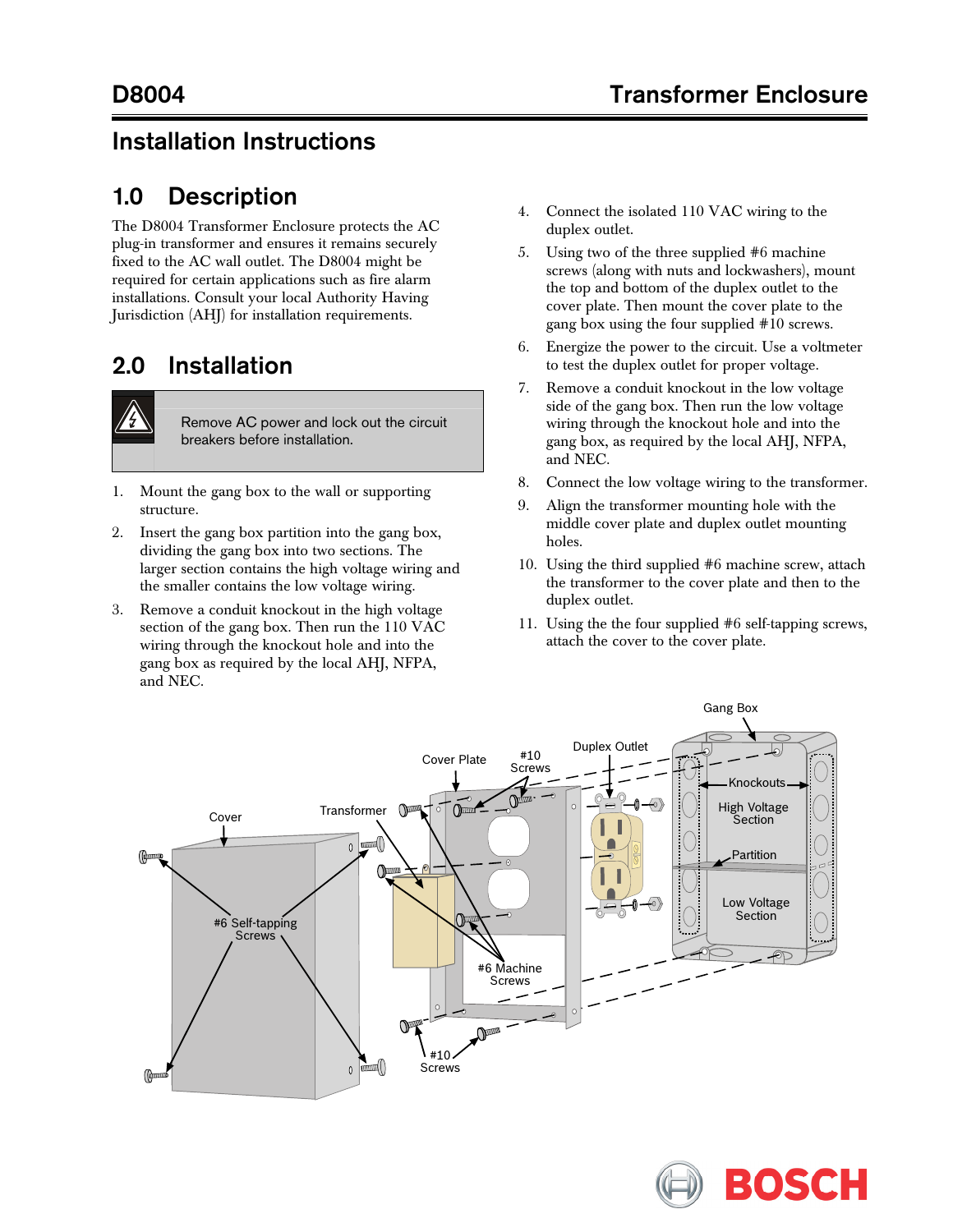# D8004 Transformer Enclosure

## Installation Instructions

## 1.0 Description

The D8004 Transformer Enclosure protects the AC plug-in transformer and ensures it remains securely fixed to the AC wall outlet. The D8004 might be required for certain applications such as fire alarm installations. Consult your local Authority Having Jurisdiction (AHJ) for installation requirements.

## 2.0 Installation

Remove AC power and lock out the circuit breakers before installation.

1. Mount the gang box to the wall or supporting structure.
2. Insert the gang box partition into the gang box, dividing the gang box into two sections. The larger section contains the high voltage wiring and the smaller contains the low voltage wiring.
3. Remove a conduit knockout in the high voltage section of the gang box. Then run the 110 VAC wiring through the knockout hole and into the gang box as required by the local AHJ, NFPA, and NEC.
4. Connect the isolated 110 VAC wiring to the duplex outlet.
5. Using two of the three supplied #6 machine screws (along with nuts and lockwashers), mount the top and bottom of the duplex outlet to the cover plate. Then mount the cover plate to the gang box using the four supplied #10 screws.
6. Energize the power to the circuit. Use a voltmeter to test the duplex outlet for proper voltage.
7. Remove a conduit knockout in the low voltage side of the gang box. Then run the low voltage wiring through the knockout hole and into the gang box, as required by the local AHJ, NFPA, and NEC.
8. Connect the low voltage wiring to the transformer.
9. Align the transformer mounting hole with the middle cover plate and duplex outlet mounting holes.
10. Using the third supplied #6 machine screw, attach the transformer to the cover plate and then to the duplex outlet.
11. Using the the four supplied #6 self-tapping screws, attach the cover to the cover plate.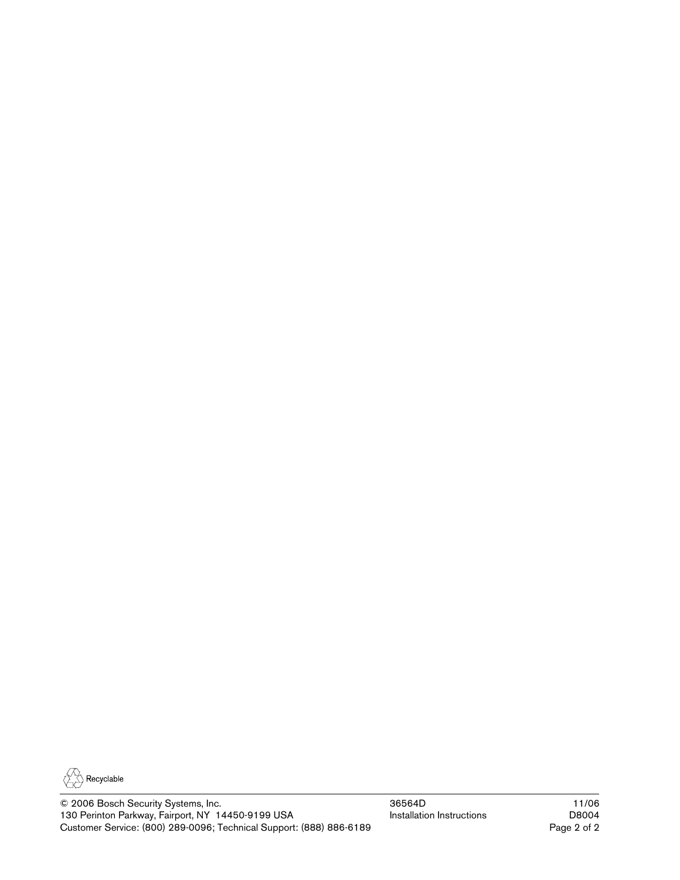Recyclable

© 2006 Bosch Security Systems, Inc.
130 Perinton Parkway, Fairport, NY 14450-9199 USA
Customer Service: (800) 289-0096; Technical Support: (888) 886-6189

36564D
Installation Instructions

11/06
D8004